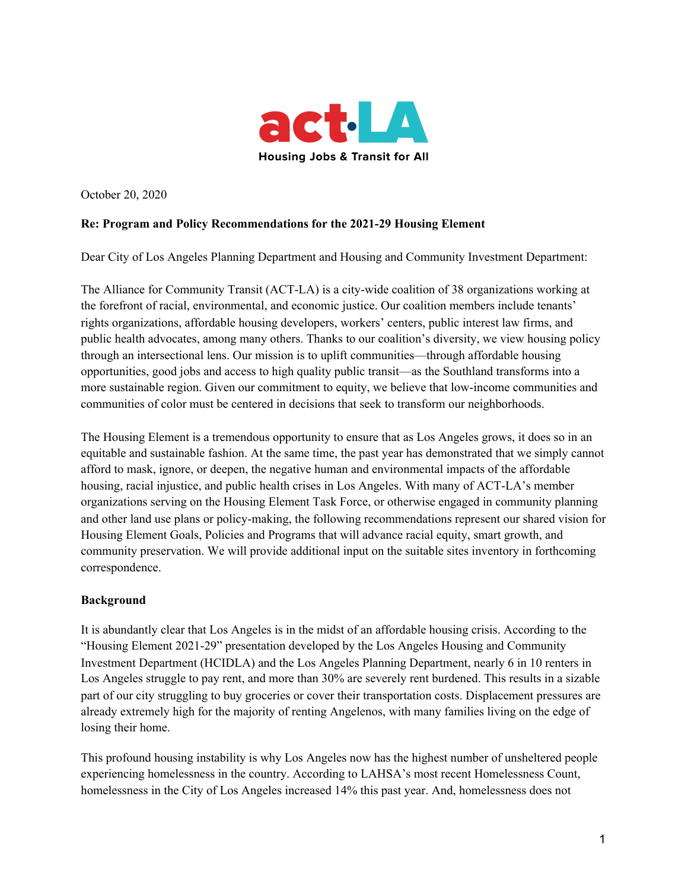act·LA

Housing Jobs & Transit for All

October 20, 2020

**Re: Program and Policy Recommendations for the 2021-29 Housing Element**

Dear City of Los Angeles Planning Department and Housing and Community Investment Department:

The Alliance for Community Transit (ACT-LA) is a city-wide coalition of 38 organizations working at the forefront of racial, environmental, and economic justice. Our coalition members include tenants' rights organizations, affordable housing developers, workers' centers, public interest law firms, and public health advocates, among many others. Thanks to our coalition's diversity, we view housing policy through an intersectional lens. Our mission is to uplift communities—through affordable housing opportunities, good jobs and access to high quality public transit—as the Southland transforms into a more sustainable region. Given our commitment to equity, we believe that low-income communities and communities of color must be centered in decisions that seek to transform our neighborhoods.

The Housing Element is a tremendous opportunity to ensure that as Los Angeles grows, it does so in an equitable and sustainable fashion. At the same time, the past year has demonstrated that we simply cannot afford to mask, ignore, or deepen, the negative human and environmental impacts of the affordable housing, racial injustice, and public health crises in Los Angeles. With many of ACT-LA's member organizations serving on the Housing Element Task Force, or otherwise engaged in community planning and other land use plans or policy-making, the following recommendations represent our shared vision for Housing Element Goals, Policies and Programs that will advance racial equity, smart growth, and community preservation. We will provide additional input on the suitable sites inventory in forthcoming correspondence.

**Background**

It is abundantly clear that Los Angeles is in the midst of an affordable housing crisis. According to the "Housing Element 2021-29" presentation developed by the Los Angeles Housing and Community Investment Department (HCIDLA) and the Los Angeles Planning Department, nearly 6 in 10 renters in Los Angeles struggle to pay rent, and more than 30% are severely rent burdened. This results in a sizable part of our city struggling to buy groceries or cover their transportation costs. Displacement pressures are already extremely high for the majority of renting Angelenos, with many families living on the edge of losing their home.

This profound housing instability is why Los Angeles now has the highest number of unsheltered people experiencing homelessness in the country. According to LAHSA's most recent Homelessness Count, homelessness in the City of Los Angeles increased 14% this past year. And, homelessness does not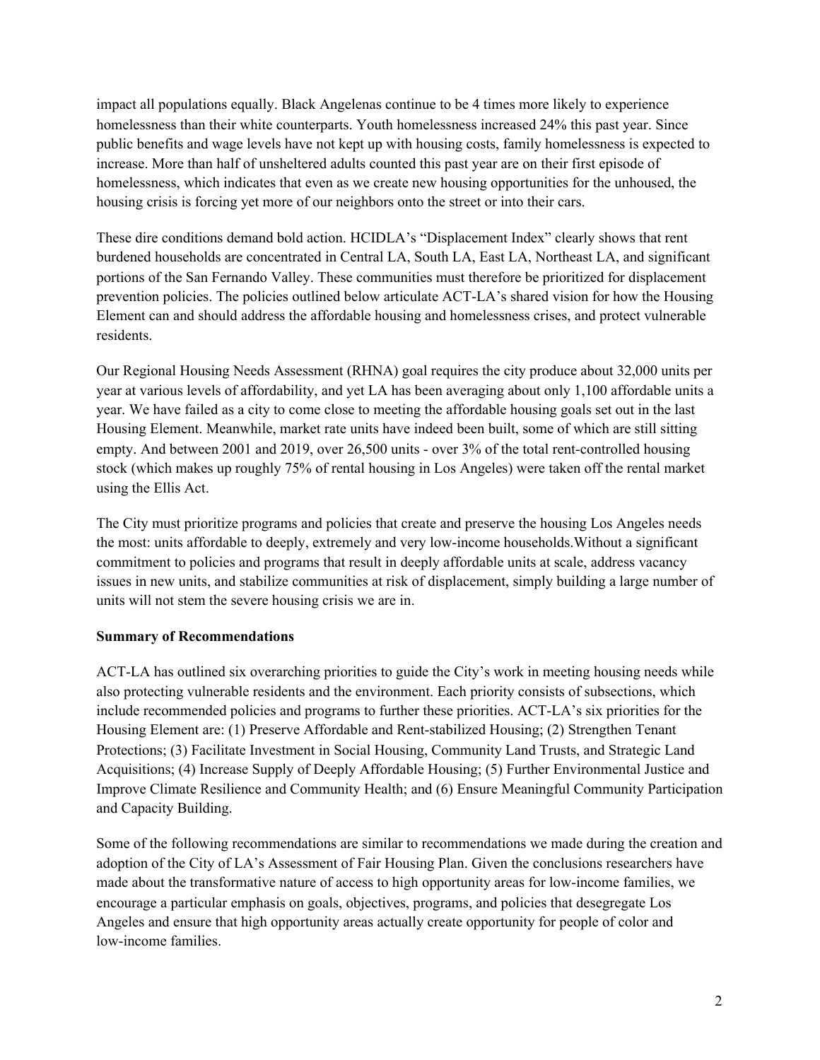impact all populations equally. Black Angelenas continue to be 4 times more likely to experience homelessness than their white counterparts. Youth homelessness increased 24% this past year. Since public benefits and wage levels have not kept up with housing costs, family homelessness is expected to increase. More than half of unsheltered adults counted this past year are on their first episode of homelessness, which indicates that even as we create new housing opportunities for the unhoused, the housing crisis is forcing yet more of our neighbors onto the street or into their cars.

These dire conditions demand bold action. HCIDLA's "Displacement Index" clearly shows that rent burdened households are concentrated in Central LA, South LA, East LA, Northeast LA, and significant portions of the San Fernando Valley. These communities must therefore be prioritized for displacement prevention policies. The policies outlined below articulate ACT-LA's shared vision for how the Housing Element can and should address the affordable housing and homelessness crises, and protect vulnerable residents.

Our Regional Housing Needs Assessment (RHNA) goal requires the city produce about 32,000 units per year at various levels of affordability, and yet LA has been averaging about only 1,100 affordable units a year. We have failed as a city to come close to meeting the affordable housing goals set out in the last Housing Element. Meanwhile, market rate units have indeed been built, some of which are still sitting empty. And between 2001 and 2019, over 26,500 units - over 3% of the total rent-controlled housing stock (which makes up roughly 75% of rental housing in Los Angeles) were taken off the rental market using the Ellis Act.

The City must prioritize programs and policies that create and preserve the housing Los Angeles needs the most: units affordable to deeply, extremely and very low-income households.Without a significant commitment to policies and programs that result in deeply affordable units at scale, address vacancy issues in new units, and stabilize communities at risk of displacement, simply building a large number of units will not stem the severe housing crisis we are in.

**Summary of Recommendations**

ACT-LA has outlined six overarching priorities to guide the City's work in meeting housing needs while also protecting vulnerable residents and the environment. Each priority consists of subsections, which include recommended policies and programs to further these priorities. ACT-LA's six priorities for the Housing Element are: (1) Preserve Affordable and Rent-stabilized Housing; (2) Strengthen Tenant Protections; (3) Facilitate Investment in Social Housing, Community Land Trusts, and Strategic Land Acquisitions; (4) Increase Supply of Deeply Affordable Housing; (5) Further Environmental Justice and Improve Climate Resilience and Community Health; and (6) Ensure Meaningful Community Participation and Capacity Building.

Some of the following recommendations are similar to recommendations we made during the creation and adoption of the City of LA's Assessment of Fair Housing Plan. Given the conclusions researchers have made about the transformative nature of access to high opportunity areas for low-income families, we encourage a particular emphasis on goals, objectives, programs, and policies that desegregate Los Angeles and ensure that high opportunity areas actually create opportunity for people of color and low-income families.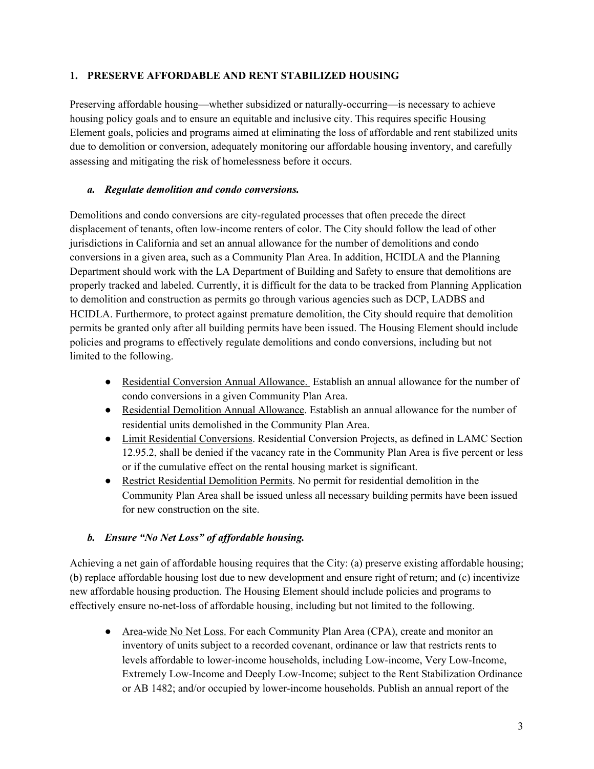## 1. PRESERVE AFFORDABLE AND RENT STABILIZED HOUSING

Preserving affordable housing—whether subsidized or naturally-occurring—is necessary to achieve housing policy goals and to ensure an equitable and inclusive city. This requires specific Housing Element goals, policies and programs aimed at eliminating the loss of affordable and rent stabilized units due to demolition or conversion, adequately monitoring our affordable housing inventory, and carefully assessing and mitigating the risk of homelessness before it occurs.

### *a. Regulate demolition and condo conversions.*

Demolitions and condo conversions are city-regulated processes that often precede the direct displacement of tenants, often low-income renters of color. The City should follow the lead of other jurisdictions in California and set an annual allowance for the number of demolitions and condo conversions in a given area, such as a Community Plan Area. In addition, HCIDLA and the Planning Department should work with the LA Department of Building and Safety to ensure that demolitions are properly tracked and labeled. Currently, it is difficult for the data to be tracked from Planning Application to demolition and construction as permits go through various agencies such as DCP, LADBS and HCIDLA. Furthermore, to protect against premature demolition, the City should require that demolition permits be granted only after all building permits have been issued. The Housing Element should include policies and programs to effectively regulate demolitions and condo conversions, including but not limited to the following.

- <u>Residential Conversion Annual Allowance.</u> Establish an annual allowance for the number of condo conversions in a given Community Plan Area.
- <u>Residential Demolition Annual Allowance</u>. Establish an annual allowance for the number of residential units demolished in the Community Plan Area.
- <u>Limit Residential Conversions</u>. Residential Conversion Projects, as defined in LAMC Section 12.95.2, shall be denied if the vacancy rate in the Community Plan Area is five percent or less or if the cumulative effect on the rental housing market is significant.
- <u>Restrict Residential Demolition Permits</u>. No permit for residential demolition in the Community Plan Area shall be issued unless all necessary building permits have been issued for new construction on the site.

### *b. Ensure "No Net Loss" of affordable housing.*

Achieving a net gain of affordable housing requires that the City: (a) preserve existing affordable housing; (b) replace affordable housing lost due to new development and ensure right of return; and (c) incentivize new affordable housing production. The Housing Element should include policies and programs to effectively ensure no-net-loss of affordable housing, including but not limited to the following.

- <u>Area-wide No Net Loss.</u> For each Community Plan Area (CPA), create and monitor an inventory of units subject to a recorded covenant, ordinance or law that restricts rents to levels affordable to lower-income households, including Low-income, Very Low-Income, Extremely Low-Income and Deeply Low-Income; subject to the Rent Stabilization Ordinance or AB 1482; and/or occupied by lower-income households. Publish an annual report of the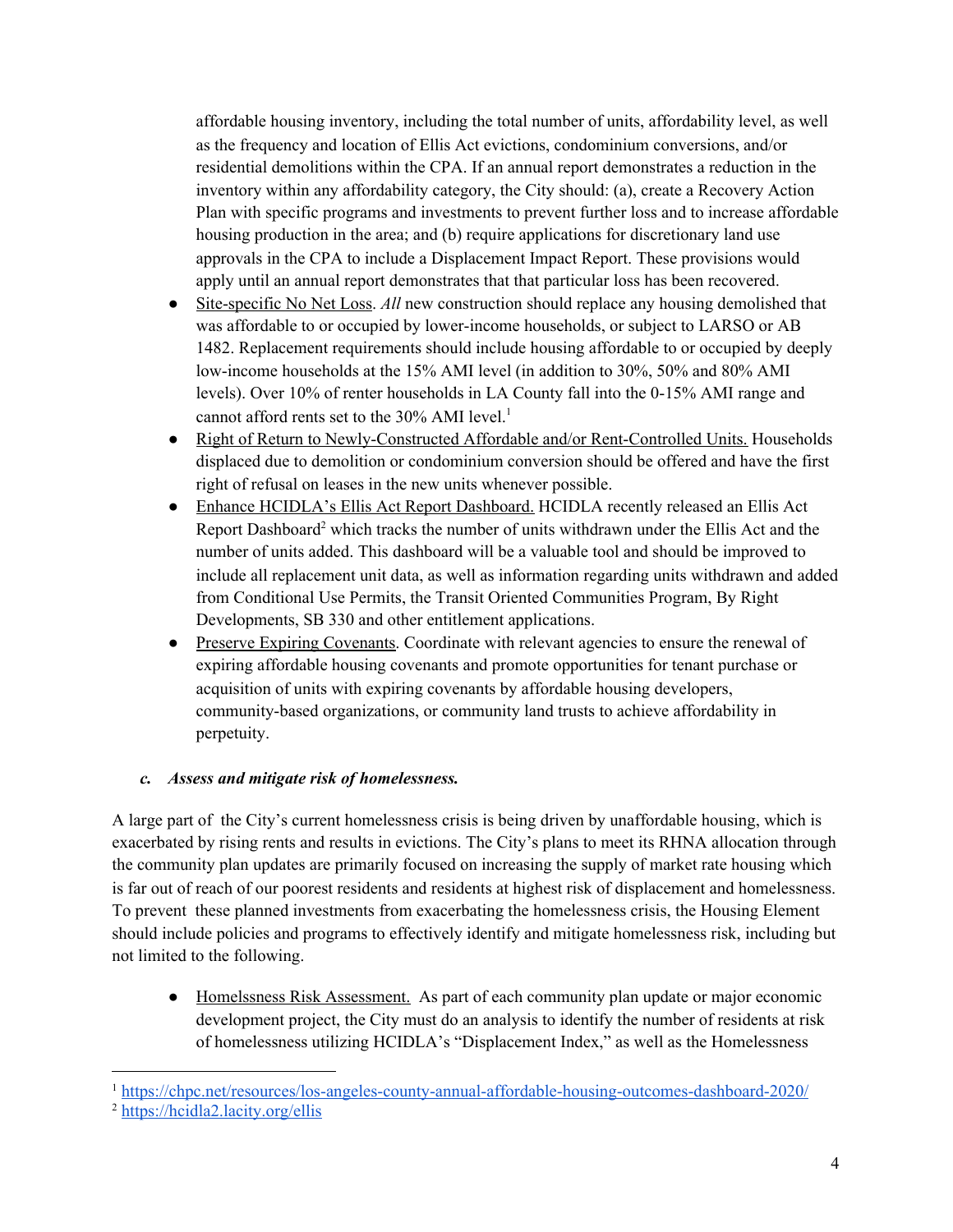affordable housing inventory, including the total number of units, affordability level, as well as the frequency and location of Ellis Act evictions, condominium conversions, and/or residential demolitions within the CPA. If an annual report demonstrates a reduction in the inventory within any affordability category, the City should: (a), create a Recovery Action Plan with specific programs and investments to prevent further loss and to increase affordable housing production in the area; and (b) require applications for discretionary land use approvals in the CPA to include a Displacement Impact Report. These provisions would apply until an annual report demonstrates that that particular loss has been recovered.

- Site-specific No Net Loss. *All* new construction should replace any housing demolished that was affordable to or occupied by lower-income households, or subject to LARSO or AB 1482. Replacement requirements should include housing affordable to or occupied by deeply low-income households at the 15% AMI level (in addition to 30%, 50% and 80% AMI levels). Over 10% of renter households in LA County fall into the 0-15% AMI range and cannot afford rents set to the 30% AMI level.[1]
- Right of Return to Newly-Constructed Affordable and/or Rent-Controlled Units. Households displaced due to demolition or condominium conversion should be offered and have the first right of refusal on leases in the new units whenever possible.
- Enhance HCIDLA's Ellis Act Report Dashboard. HCIDLA recently released an Ellis Act Report Dashboard[2] which tracks the number of units withdrawn under the Ellis Act and the number of units added. This dashboard will be a valuable tool and should be improved to include all replacement unit data, as well as information regarding units withdrawn and added from Conditional Use Permits, the Transit Oriented Communities Program, By Right Developments, SB 330 and other entitlement applications.
- Preserve Expiring Covenants. Coordinate with relevant agencies to ensure the renewal of expiring affordable housing covenants and promote opportunities for tenant purchase or acquisition of units with expiring covenants by affordable housing developers, community-based organizations, or community land trusts to achieve affordability in perpetuity.

***c. Assess and mitigate risk of homelessness.***

A large part of the City's current homelessness crisis is being driven by unaffordable housing, which is exacerbated by rising rents and results in evictions. The City's plans to meet its RHNA allocation through the community plan updates are primarily focused on increasing the supply of market rate housing which is far out of reach of our poorest residents and residents at highest risk of displacement and homelessness. To prevent these planned investments from exacerbating the homelessness crisis, the Housing Element should include policies and programs to effectively identify and mitigate homelessness risk, including but not limited to the following.

- Homelssness Risk Assessment. As part of each community plan update or major economic development project, the City must do an analysis to identify the number of residents at risk of homelessness utilizing HCIDLA's "Displacement Index," as well as the Homelessness

---

[1] https://chpc.net/resources/los-angeles-county-annual-affordable-housing-outcomes-dashboard-2020/

[2] https://hcidla2.lacity.org/ellis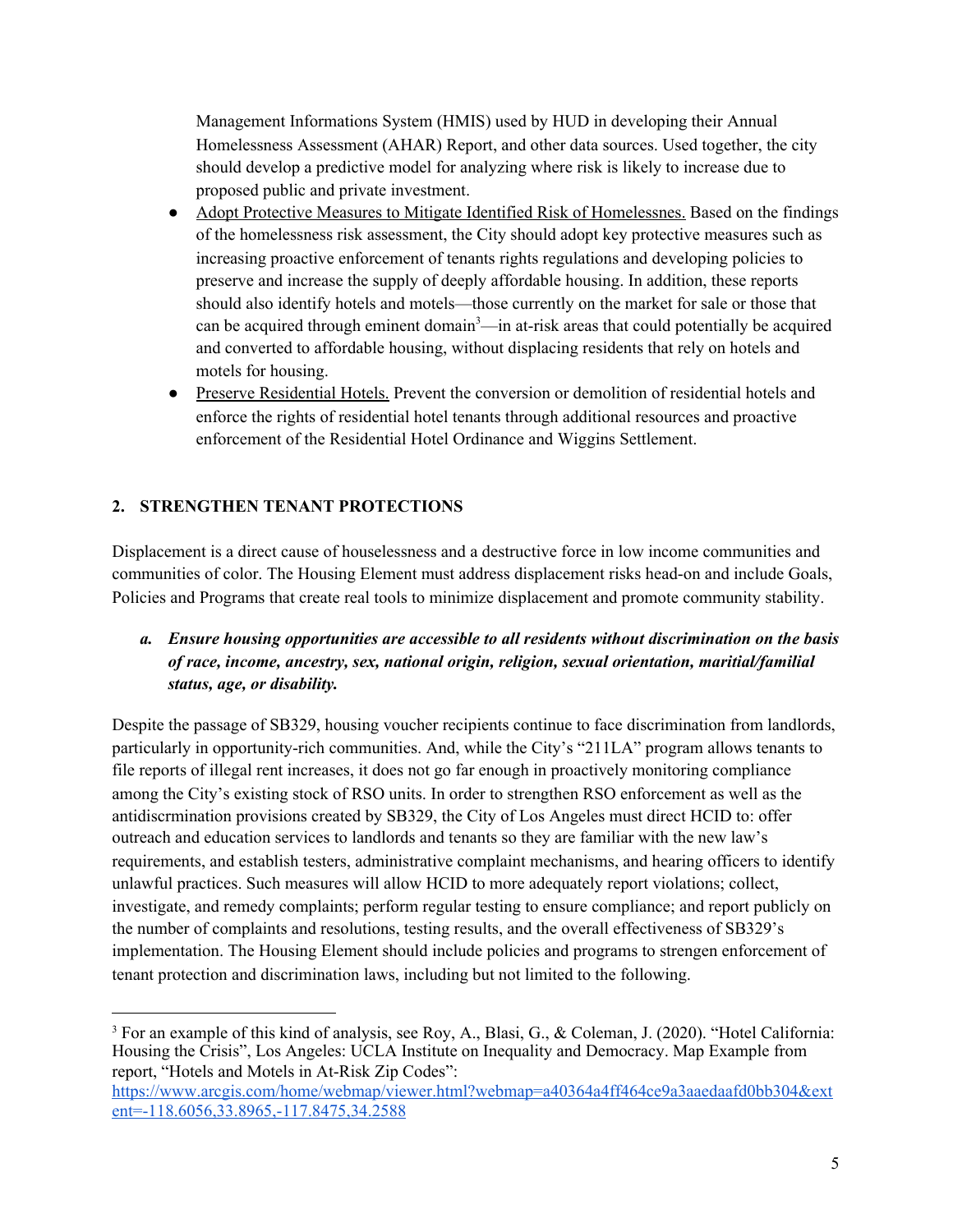Management Informations System (HMIS) used by HUD in developing their Annual Homelessness Assessment (AHAR) Report, and other data sources. Used together, the city should develop a predictive model for analyzing where risk is likely to increase due to proposed public and private investment.

- Adopt Protective Measures to Mitigate Identified Risk of Homelessnes. Based on the findings of the homelessness risk assessment, the City should adopt key protective measures such as increasing proactive enforcement of tenants rights regulations and developing policies to preserve and increase the supply of deeply affordable housing. In addition, these reports should also identify hotels and motels—those currently on the market for sale or those that can be acquired through eminent domain[3]—in at-risk areas that could potentially be acquired and converted to affordable housing, without displacing residents that rely on hotels and motels for housing.
- Preserve Residential Hotels. Prevent the conversion or demolition of residential hotels and enforce the rights of residential hotel tenants through additional resources and proactive enforcement of the Residential Hotel Ordinance and Wiggins Settlement.

## 2. STRENGTHEN TENANT PROTECTIONS

Displacement is a direct cause of houselessness and a destructive force in low income communities and communities of color. The Housing Element must address displacement risks head-on and include Goals, Policies and Programs that create real tools to minimize displacement and promote community stability.

### *a. Ensure housing opportunities are accessible to all residents without discrimination on the basis of race, income, ancestry, sex, national origin, religion, sexual orientation, maritial/familial status, age, or disability.*

Despite the passage of SB329, housing voucher recipients continue to face discrimination from landlords, particularly in opportunity-rich communities. And, while the City's "211LA" program allows tenants to file reports of illegal rent increases, it does not go far enough in proactively monitoring compliance among the City's existing stock of RSO units. In order to strengthen RSO enforcement as well as the antidiscrmination provisions created by SB329, the City of Los Angeles must direct HCID to: offer outreach and education services to landlords and tenants so they are familiar with the new law's requirements, and establish testers, administrative complaint mechanisms, and hearing officers to identify unlawful practices. Such measures will allow HCID to more adequately report violations; collect, investigate, and remedy complaints; perform regular testing to ensure compliance; and report publicly on the number of complaints and resolutions, testing results, and the overall effectiveness of SB329's implementation. The Housing Element should include policies and programs to strengen enforcement of tenant protection and discrimination laws, including but not limited to the following.

---

[3] For an example of this kind of analysis, see Roy, A., Blasi, G., & Coleman, J. (2020). "Hotel California: Housing the Crisis", Los Angeles: UCLA Institute on Inequality and Democracy. Map Example from report, "Hotels and Motels in At-Risk Zip Codes": https://www.arcgis.com/home/webmap/viewer.html?webmap=a40364a4ff464ce9a3aaedaafd0bb304&extent=-118.6056,33.8965,-117.8475,34.2588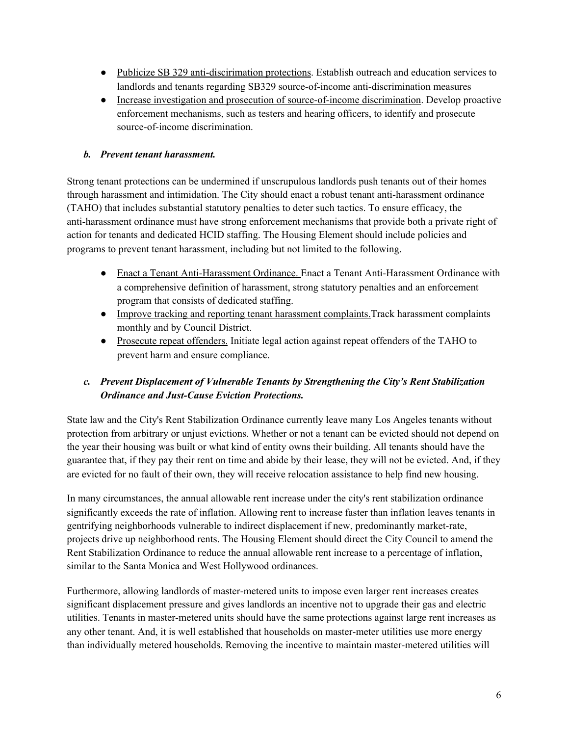- Publicize SB 329 anti-discirimation protections. Establish outreach and education services to landlords and tenants regarding SB329 source-of-income anti-discrimination measures
- Increase investigation and prosecution of source-of-income discrimination. Develop proactive enforcement mechanisms, such as testers and hearing officers, to identify and prosecute source-of-income discrimination.

### *b. Prevent tenant harassment.*

Strong tenant protections can be undermined if unscrupulous landlords push tenants out of their homes through harassment and intimidation. The City should enact a robust tenant anti-harassment ordinance (TAHO) that includes substantial statutory penalties to deter such tactics. To ensure efficacy, the anti-harassment ordinance must have strong enforcement mechanisms that provide both a private right of action for tenants and dedicated HCID staffing. The Housing Element should include policies and programs to prevent tenant harassment, including but not limited to the following.

- Enact a Tenant Anti-Harassment Ordinance. Enact a Tenant Anti-Harassment Ordinance with a comprehensive definition of harassment, strong statutory penalties and an enforcement program that consists of dedicated staffing.
- Improve tracking and reporting tenant harassment complaints.Track harassment complaints monthly and by Council District.
- Prosecute repeat offenders. Initiate legal action against repeat offenders of the TAHO to prevent harm and ensure compliance.

### *c. Prevent Displacement of Vulnerable Tenants by Strengthening the City's Rent Stabilization Ordinance and Just-Cause Eviction Protections.*

State law and the City's Rent Stabilization Ordinance currently leave many Los Angeles tenants without protection from arbitrary or unjust evictions. Whether or not a tenant can be evicted should not depend on the year their housing was built or what kind of entity owns their building. All tenants should have the guarantee that, if they pay their rent on time and abide by their lease, they will not be evicted. And, if they are evicted for no fault of their own, they will receive relocation assistance to help find new housing.

In many circumstances, the annual allowable rent increase under the city's rent stabilization ordinance significantly exceeds the rate of inflation. Allowing rent to increase faster than inflation leaves tenants in gentrifying neighborhoods vulnerable to indirect displacement if new, predominantly market-rate, projects drive up neighborhood rents. The Housing Element should direct the City Council to amend the Rent Stabilization Ordinance to reduce the annual allowable rent increase to a percentage of inflation, similar to the Santa Monica and West Hollywood ordinances.

Furthermore, allowing landlords of master-metered units to impose even larger rent increases creates significant displacement pressure and gives landlords an incentive not to upgrade their gas and electric utilities. Tenants in master-metered units should have the same protections against large rent increases as any other tenant. And, it is well established that households on master-meter utilities use more energy than individually metered households. Removing the incentive to maintain master-metered utilities will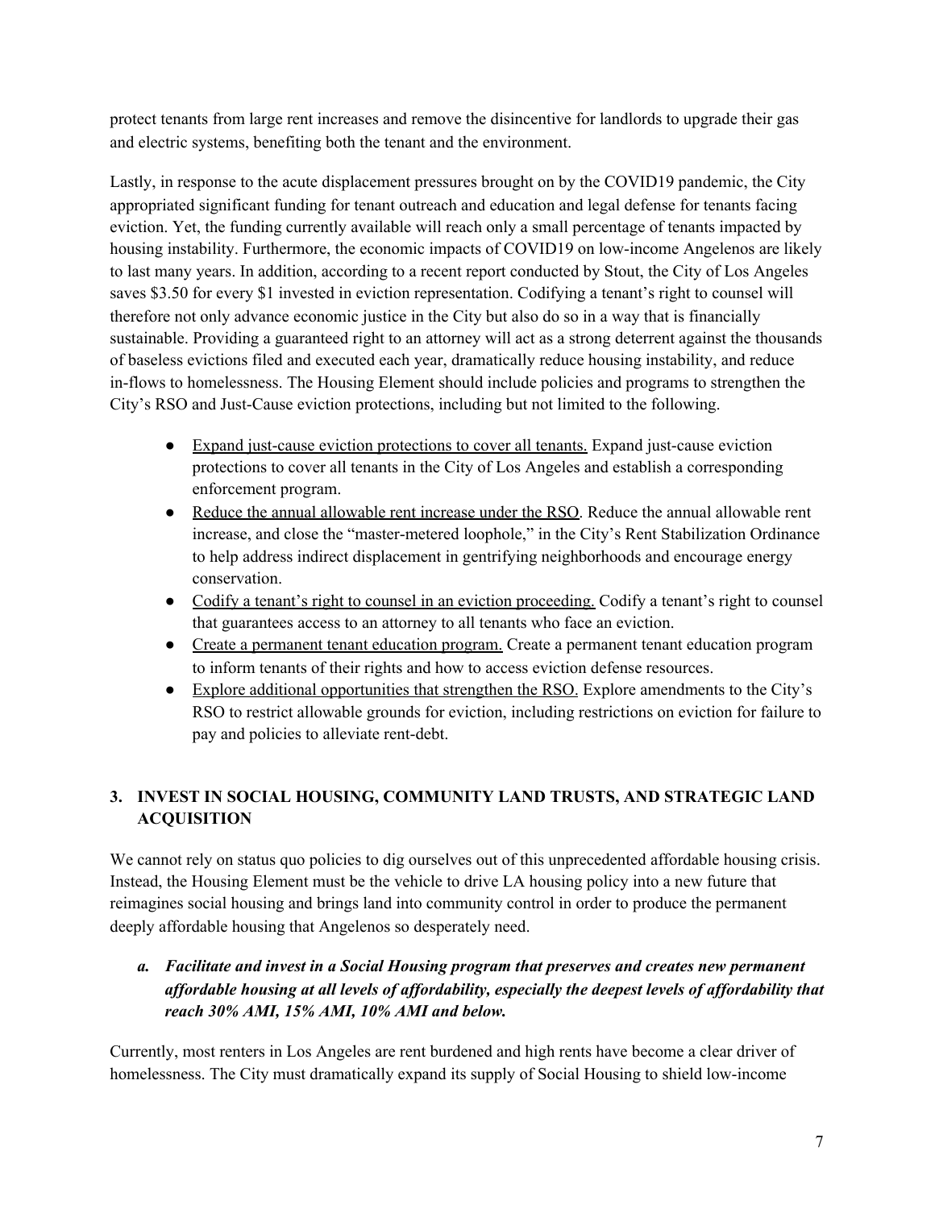protect tenants from large rent increases and remove the disincentive for landlords to upgrade their gas and electric systems, benefiting both the tenant and the environment.

Lastly, in response to the acute displacement pressures brought on by the COVID19 pandemic, the City appropriated significant funding for tenant outreach and education and legal defense for tenants facing eviction. Yet, the funding currently available will reach only a small percentage of tenants impacted by housing instability. Furthermore, the economic impacts of COVID19 on low-income Angelenos are likely to last many years. In addition, according to a recent report conducted by Stout, the City of Los Angeles saves $3.50 for every $1 invested in eviction representation. Codifying a tenant's right to counsel will therefore not only advance economic justice in the City but also do so in a way that is financially sustainable. Providing a guaranteed right to an attorney will act as a strong deterrent against the thousands of baseless evictions filed and executed each year, dramatically reduce housing instability, and reduce in-flows to homelessness. The Housing Element should include policies and programs to strengthen the City's RSO and Just-Cause eviction protections, including but not limited to the following.

- <u>Expand just-cause eviction protections to cover all tenants.</u> Expand just-cause eviction protections to cover all tenants in the City of Los Angeles and establish a corresponding enforcement program.
- <u>Reduce the annual allowable rent increase under the RSO</u>. Reduce the annual allowable rent increase, and close the "master-metered loophole," in the City's Rent Stabilization Ordinance to help address indirect displacement in gentrifying neighborhoods and encourage energy conservation.
- <u>Codify a tenant's right to counsel in an eviction proceeding.</u> Codify a tenant's right to counsel that guarantees access to an attorney to all tenants who face an eviction.
- <u>Create a permanent tenant education program.</u> Create a permanent tenant education program to inform tenants of their rights and how to access eviction defense resources.
- <u>Explore additional opportunities that strengthen the RSO.</u> Explore amendments to the City's RSO to restrict allowable grounds for eviction, including restrictions on eviction for failure to pay and policies to alleviate rent-debt.

## 3. INVEST IN SOCIAL HOUSING, COMMUNITY LAND TRUSTS, AND STRATEGIC LAND ACQUISITION

We cannot rely on status quo policies to dig ourselves out of this unprecedented affordable housing crisis. Instead, the Housing Element must be the vehicle to drive LA housing policy into a new future that reimagines social housing and brings land into community control in order to produce the permanent deeply affordable housing that Angelenos so desperately need.

### *a. Facilitate and invest in a Social Housing program that preserves and creates new permanent affordable housing at all levels of affordability, especially the deepest levels of affordability that reach 30% AMI, 15% AMI, 10% AMI and below.*

Currently, most renters in Los Angeles are rent burdened and high rents have become a clear driver of homelessness. The City must dramatically expand its supply of Social Housing to shield low-income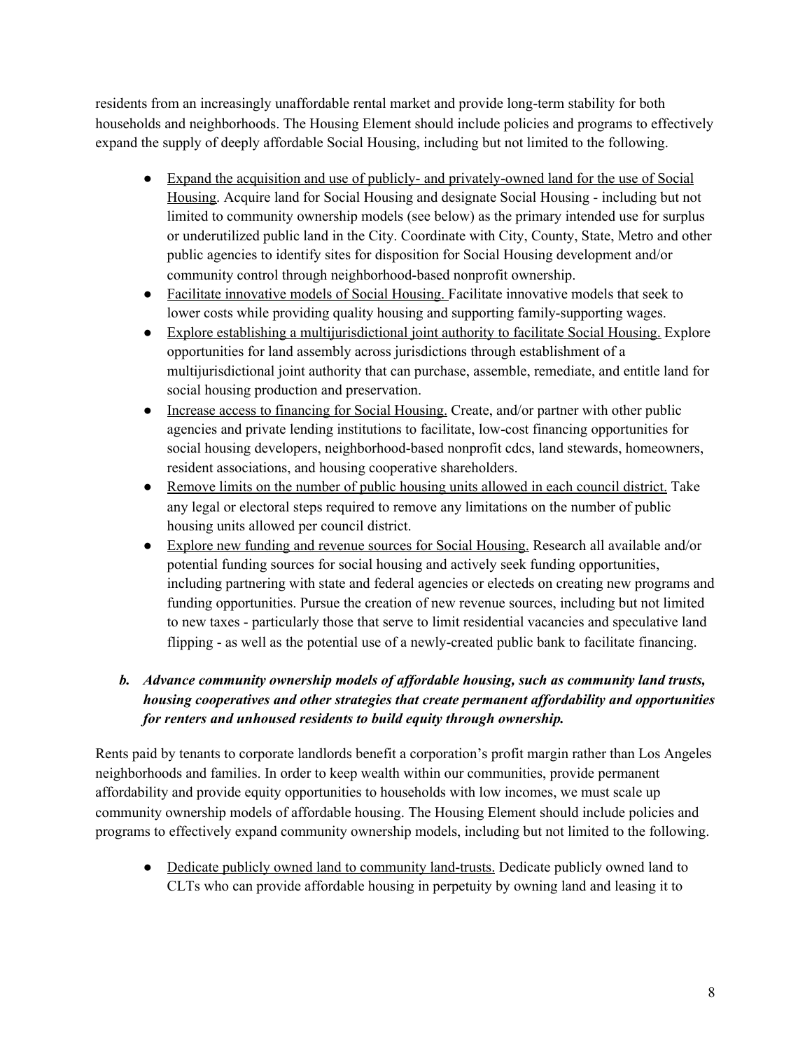residents from an increasingly unaffordable rental market and provide long-term stability for both households and neighborhoods. The Housing Element should include policies and programs to effectively expand the supply of deeply affordable Social Housing, including but not limited to the following.

- <u>Expand the acquisition and use of publicly- and privately-owned land for the use of Social Housing</u>. Acquire land for Social Housing and designate Social Housing - including but not limited to community ownership models (see below) as the primary intended use for surplus or underutilized public land in the City. Coordinate with City, County, State, Metro and other public agencies to identify sites for disposition for Social Housing development and/or community control through neighborhood-based nonprofit ownership.
- <u>Facilitate innovative models of Social Housing.</u> Facilitate innovative models that seek to lower costs while providing quality housing and supporting family-supporting wages.
- <u>Explore establishing a multijurisdictional joint authority to facilitate Social Housing.</u> Explore opportunities for land assembly across jurisdictions through establishment of a multijurisdictional joint authority that can purchase, assemble, remediate, and entitle land for social housing production and preservation.
- <u>Increase access to financing for Social Housing.</u> Create, and/or partner with other public agencies and private lending institutions to facilitate, low-cost financing opportunities for social housing developers, neighborhood-based nonprofit cdcs, land stewards, homeowners, resident associations, and housing cooperative shareholders.
- <u>Remove limits on the number of public housing units allowed in each council district.</u> Take any legal or electoral steps required to remove any limitations on the number of public housing units allowed per council district.
- <u>Explore new funding and revenue sources for Social Housing.</u> Research all available and/or potential funding sources for social housing and actively seek funding opportunities, including partnering with state and federal agencies or electeds on creating new programs and funding opportunities. Pursue the creation of new revenue sources, including but not limited to new taxes - particularly those that serve to limit residential vacancies and speculative land flipping - as well as the potential use of a newly-created public bank to facilitate financing.

***b. Advance community ownership models of affordable housing, such as community land trusts, housing cooperatives and other strategies that create permanent affordability and opportunities for renters and unhoused residents to build equity through ownership.***

Rents paid by tenants to corporate landlords benefit a corporation's profit margin rather than Los Angeles neighborhoods and families. In order to keep wealth within our communities, provide permanent affordability and provide equity opportunities to households with low incomes, we must scale up community ownership models of affordable housing. The Housing Element should include policies and programs to effectively expand community ownership models, including but not limited to the following.

- <u>Dedicate publicly owned land to community land-trusts.</u> Dedicate publicly owned land to CLTs who can provide affordable housing in perpetuity by owning land and leasing it to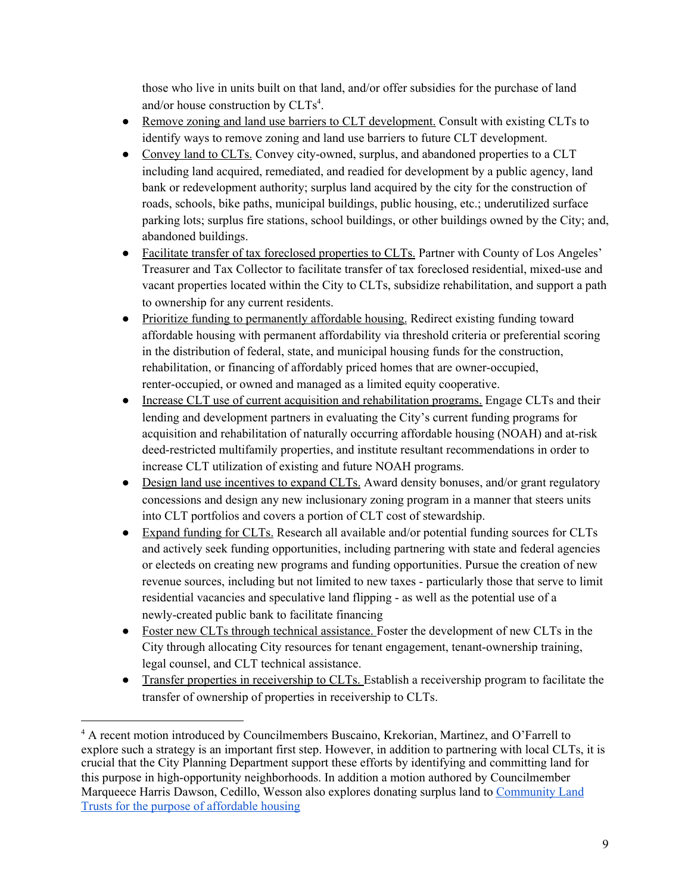those who live in units built on that land, and/or offer subsidies for the purchase of land and/or house construction by CLTs[4].

- Remove zoning and land use barriers to CLT development. Consult with existing CLTs to identify ways to remove zoning and land use barriers to future CLT development.
- Convey land to CLTs. Convey city-owned, surplus, and abandoned properties to a CLT including land acquired, remediated, and readied for development by a public agency, land bank or redevelopment authority; surplus land acquired by the city for the construction of roads, schools, bike paths, municipal buildings, public housing, etc.; underutilized surface parking lots; surplus fire stations, school buildings, or other buildings owned by the City; and, abandoned buildings.
- Facilitate transfer of tax foreclosed properties to CLTs. Partner with County of Los Angeles' Treasurer and Tax Collector to facilitate transfer of tax foreclosed residential, mixed-use and vacant properties located within the City to CLTs, subsidize rehabilitation, and support a path to ownership for any current residents.
- Prioritize funding to permanently affordable housing. Redirect existing funding toward affordable housing with permanent affordability via threshold criteria or preferential scoring in the distribution of federal, state, and municipal housing funds for the construction, rehabilitation, or financing of affordably priced homes that are owner-occupied, renter-occupied, or owned and managed as a limited equity cooperative.
- Increase CLT use of current acquisition and rehabilitation programs. Engage CLTs and their lending and development partners in evaluating the City's current funding programs for acquisition and rehabilitation of naturally occurring affordable housing (NOAH) and at-risk deed-restricted multifamily properties, and institute resultant recommendations in order to increase CLT utilization of existing and future NOAH programs.
- Design land use incentives to expand CLTs. Award density bonuses, and/or grant regulatory concessions and design any new inclusionary zoning program in a manner that steers units into CLT portfolios and covers a portion of CLT cost of stewardship.
- Expand funding for CLTs. Research all available and/or potential funding sources for CLTs and actively seek funding opportunities, including partnering with state and federal agencies or electeds on creating new programs and funding opportunities. Pursue the creation of new revenue sources, including but not limited to new taxes - particularly those that serve to limit residential vacancies and speculative land flipping - as well as the potential use of a newly-created public bank to facilitate financing
- Foster new CLTs through technical assistance. Foster the development of new CLTs in the City through allocating City resources for tenant engagement, tenant-ownership training, legal counsel, and CLT technical assistance.
- Transfer properties in receivership to CLTs. Establish a receivership program to facilitate the transfer of ownership of properties in receivership to CLTs.

---

[4] A recent motion introduced by Councilmembers Buscaino, Krekorian, Martinez, and O'Farrell to explore such a strategy is an important first step. However, in addition to partnering with local CLTs, it is crucial that the City Planning Department support these efforts by identifying and committing land for this purpose in high-opportunity neighborhoods. In addition a motion authored by Councilmember Marqueece Harris Dawson, Cedillo, Wesson also explores donating surplus land to Community Land Trusts for the purpose of affordable housing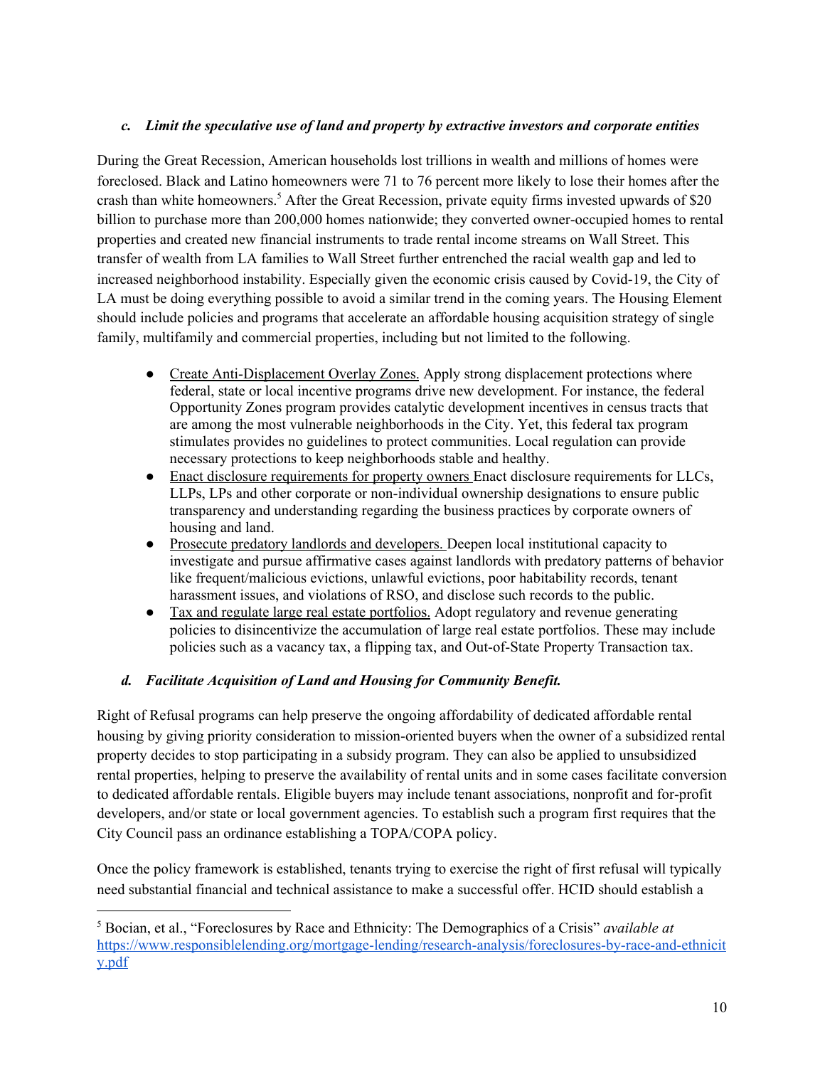### *c. Limit the speculative use of land and property by extractive investors and corporate entities*

During the Great Recession, American households lost trillions in wealth and millions of homes were foreclosed. Black and Latino homeowners were 71 to 76 percent more likely to lose their homes after the crash than white homeowners.[5] After the Great Recession, private equity firms invested upwards of $20 billion to purchase more than 200,000 homes nationwide; they converted owner-occupied homes to rental properties and created new financial instruments to trade rental income streams on Wall Street. This transfer of wealth from LA families to Wall Street further entrenched the racial wealth gap and led to increased neighborhood instability. Especially given the economic crisis caused by Covid-19, the City of LA must be doing everything possible to avoid a similar trend in the coming years. The Housing Element should include policies and programs that accelerate an affordable housing acquisition strategy of single family, multifamily and commercial properties, including but not limited to the following.

- <u>Create Anti-Displacement Overlay Zones.</u> Apply strong displacement protections where federal, state or local incentive programs drive new development. For instance, the federal Opportunity Zones program provides catalytic development incentives in census tracts that are among the most vulnerable neighborhoods in the City. Yet, this federal tax program stimulates provides no guidelines to protect communities. Local regulation can provide necessary protections to keep neighborhoods stable and healthy.
- <u>Enact disclosure requirements for property owners</u> Enact disclosure requirements for LLCs, LLPs, LPs and other corporate or non-individual ownership designations to ensure public transparency and understanding regarding the business practices by corporate owners of housing and land.
- <u>Prosecute predatory landlords and developers.</u> Deepen local institutional capacity to investigate and pursue affirmative cases against landlords with predatory patterns of behavior like frequent/malicious evictions, unlawful evictions, poor habitability records, tenant harassment issues, and violations of RSO, and disclose such records to the public.
- <u>Tax and regulate large real estate portfolios.</u> Adopt regulatory and revenue generating policies to disincentivize the accumulation of large real estate portfolios. These may include policies such as a vacancy tax, a flipping tax, and Out-of-State Property Transaction tax.

### *d. Facilitate Acquisition of Land and Housing for Community Benefit.*

Right of Refusal programs can help preserve the ongoing affordability of dedicated affordable rental housing by giving priority consideration to mission-oriented buyers when the owner of a subsidized rental property decides to stop participating in a subsidy program. They can also be applied to unsubsidized rental properties, helping to preserve the availability of rental units and in some cases facilitate conversion to dedicated affordable rentals. Eligible buyers may include tenant associations, nonprofit and for-profit developers, and/or state or local government agencies. To establish such a program first requires that the City Council pass an ordinance establishing a TOPA/COPA policy.

Once the policy framework is established, tenants trying to exercise the right of first refusal will typically need substantial financial and technical assistance to make a successful offer. HCID should establish a

---

[5] Bocian, et al., "Foreclosures by Race and Ethnicity: The Demographics of a Crisis" *available at* https://www.responsiblelending.org/mortgage-lending/research-analysis/foreclosures-by-race-and-ethnicity.pdf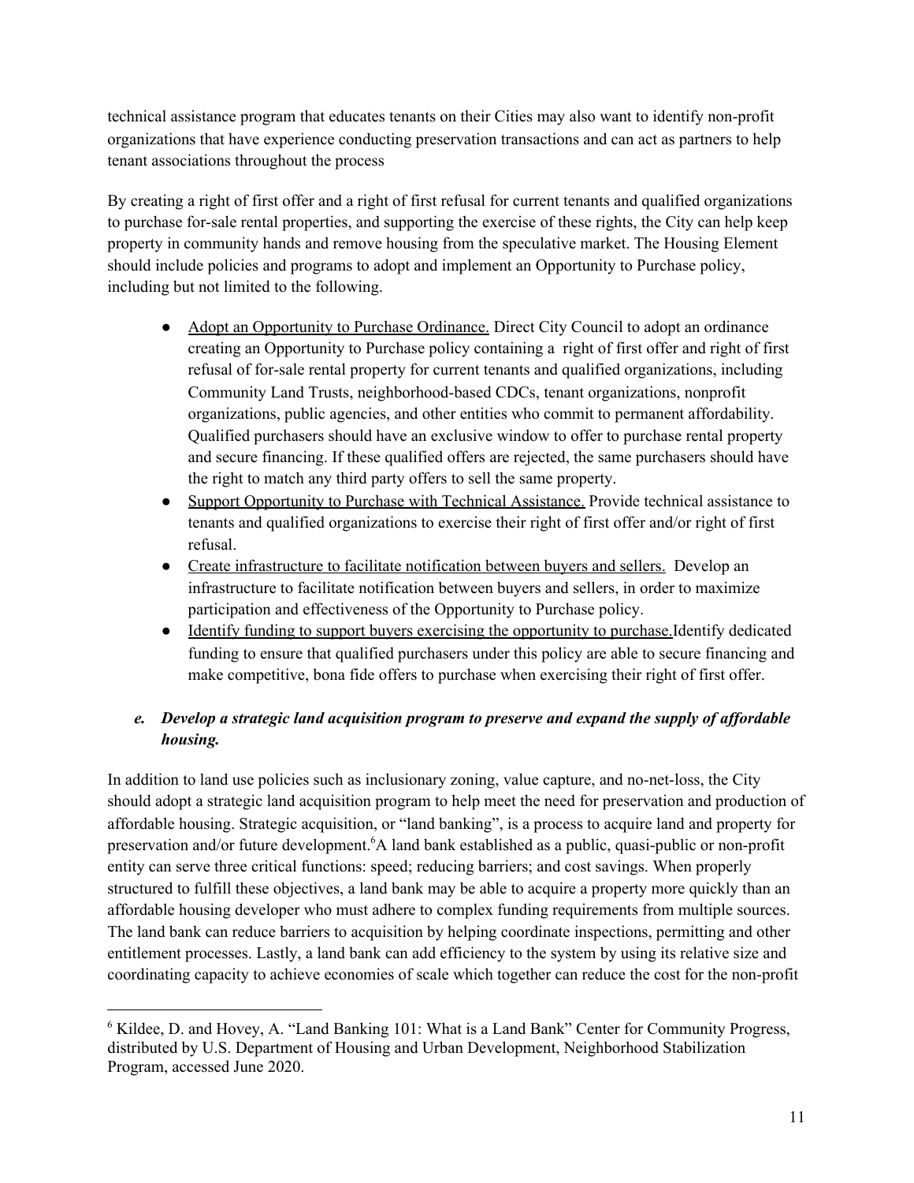technical assistance program that educates tenants on their Cities may also want to identify non-profit organizations that have experience conducting preservation transactions and can act as partners to help tenant associations throughout the process

By creating a right of first offer and a right of first refusal for current tenants and qualified organizations to purchase for-sale rental properties, and supporting the exercise of these rights, the City can help keep property in community hands and remove housing from the speculative market. The Housing Element should include policies and programs to adopt and implement an Opportunity to Purchase policy, including but not limited to the following.

- Adopt an Opportunity to Purchase Ordinance. Direct City Council to adopt an ordinance creating an Opportunity to Purchase policy containing a right of first offer and right of first refusal of for-sale rental property for current tenants and qualified organizations, including Community Land Trusts, neighborhood-based CDCs, tenant organizations, nonprofit organizations, public agencies, and other entities who commit to permanent affordability. Qualified purchasers should have an exclusive window to offer to purchase rental property and secure financing. If these qualified offers are rejected, the same purchasers should have the right to match any third party offers to sell the same property.
- Support Opportunity to Purchase with Technical Assistance. Provide technical assistance to tenants and qualified organizations to exercise their right of first offer and/or right of first refusal.
- Create infrastructure to facilitate notification between buyers and sellers. Develop an infrastructure to facilitate notification between buyers and sellers, in order to maximize participation and effectiveness of the Opportunity to Purchase policy.
- Identify funding to support buyers exercising the opportunity to purchase. Identify dedicated funding to ensure that qualified purchasers under this policy are able to secure financing and make competitive, bona fide offers to purchase when exercising their right of first offer.

### *e. Develop a strategic land acquisition program to preserve and expand the supply of affordable housing.*

In addition to land use policies such as inclusionary zoning, value capture, and no-net-loss, the City should adopt a strategic land acquisition program to help meet the need for preservation and production of affordable housing. Strategic acquisition, or "land banking", is a process to acquire land and property for preservation and/or future development.[6] A land bank established as a public, quasi-public or non-profit entity can serve three critical functions: speed; reducing barriers; and cost savings. When properly structured to fulfill these objectives, a land bank may be able to acquire a property more quickly than an affordable housing developer who must adhere to complex funding requirements from multiple sources. The land bank can reduce barriers to acquisition by helping coordinate inspections, permitting and other entitlement processes. Lastly, a land bank can add efficiency to the system by using its relative size and coordinating capacity to achieve economies of scale which together can reduce the cost for the non-profit

---

[6] Kildee, D. and Hovey, A. "Land Banking 101: What is a Land Bank" Center for Community Progress, distributed by U.S. Department of Housing and Urban Development, Neighborhood Stabilization Program, accessed June 2020.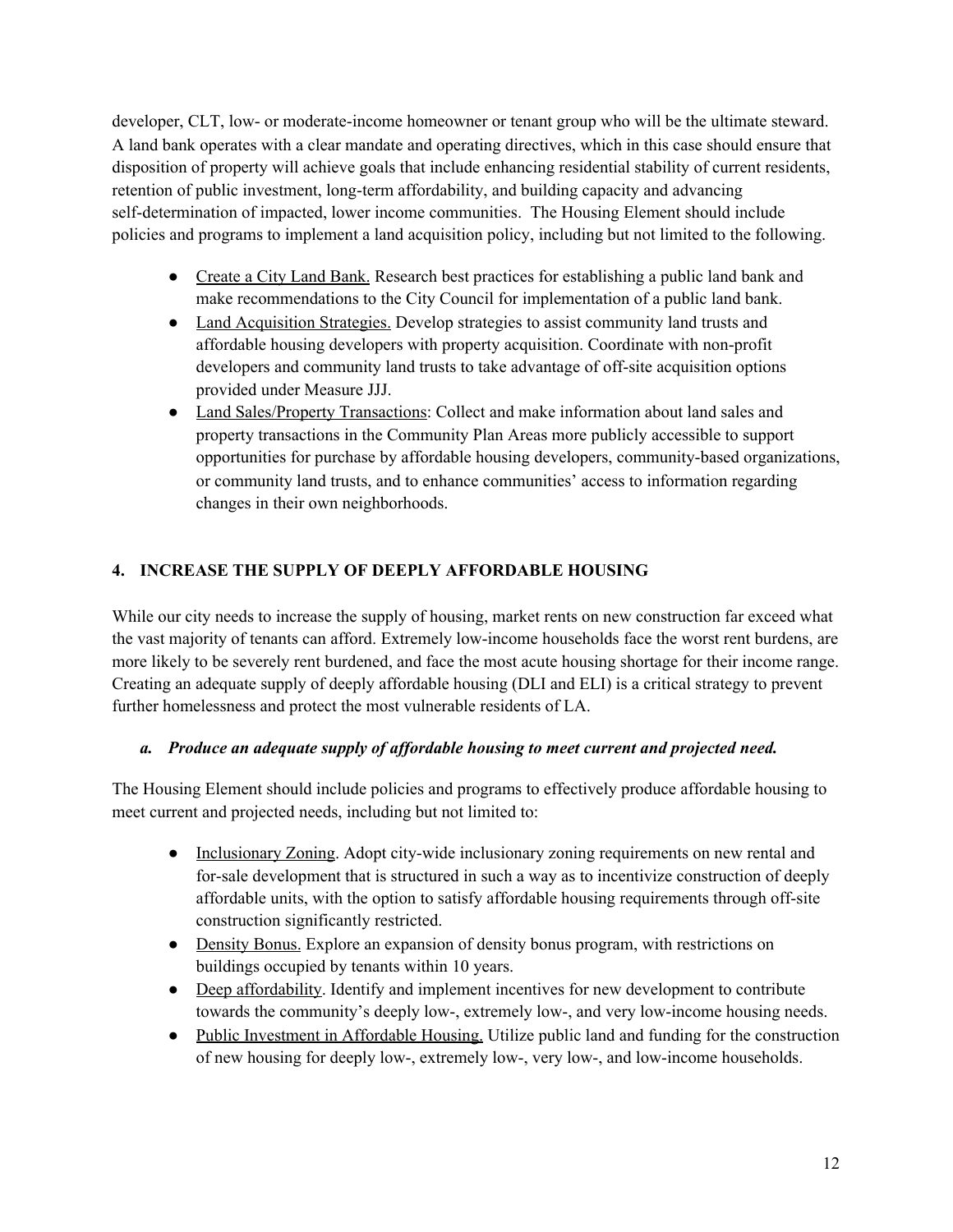developer, CLT, low- or moderate-income homeowner or tenant group who will be the ultimate steward. A land bank operates with a clear mandate and operating directives, which in this case should ensure that disposition of property will achieve goals that include enhancing residential stability of current residents, retention of public investment, long-term affordability, and building capacity and advancing self-determination of impacted, lower income communities. The Housing Element should include policies and programs to implement a land acquisition policy, including but not limited to the following.

- Create a City Land Bank. Research best practices for establishing a public land bank and make recommendations to the City Council for implementation of a public land bank.
- Land Acquisition Strategies. Develop strategies to assist community land trusts and affordable housing developers with property acquisition. Coordinate with non-profit developers and community land trusts to take advantage of off-site acquisition options provided under Measure JJJ.
- Land Sales/Property Transactions: Collect and make information about land sales and property transactions in the Community Plan Areas more publicly accessible to support opportunities for purchase by affordable housing developers, community-based organizations, or community land trusts, and to enhance communities' access to information regarding changes in their own neighborhoods.

## 4. INCREASE THE SUPPLY OF DEEPLY AFFORDABLE HOUSING

While our city needs to increase the supply of housing, market rents on new construction far exceed what the vast majority of tenants can afford. Extremely low-income households face the worst rent burdens, are more likely to be severely rent burdened, and face the most acute housing shortage for their income range. Creating an adequate supply of deeply affordable housing (DLI and ELI) is a critical strategy to prevent further homelessness and protect the most vulnerable residents of LA.

### *a. Produce an adequate supply of affordable housing to meet current and projected need.*

The Housing Element should include policies and programs to effectively produce affordable housing to meet current and projected needs, including but not limited to:

- Inclusionary Zoning. Adopt city-wide inclusionary zoning requirements on new rental and for-sale development that is structured in such a way as to incentivize construction of deeply affordable units, with the option to satisfy affordable housing requirements through off-site construction significantly restricted.
- Density Bonus. Explore an expansion of density bonus program, with restrictions on buildings occupied by tenants within 10 years.
- Deep affordability. Identify and implement incentives for new development to contribute towards the community's deeply low-, extremely low-, and very low-income housing needs.
- Public Investment in Affordable Housing. Utilize public land and funding for the construction of new housing for deeply low-, extremely low-, very low-, and low-income households.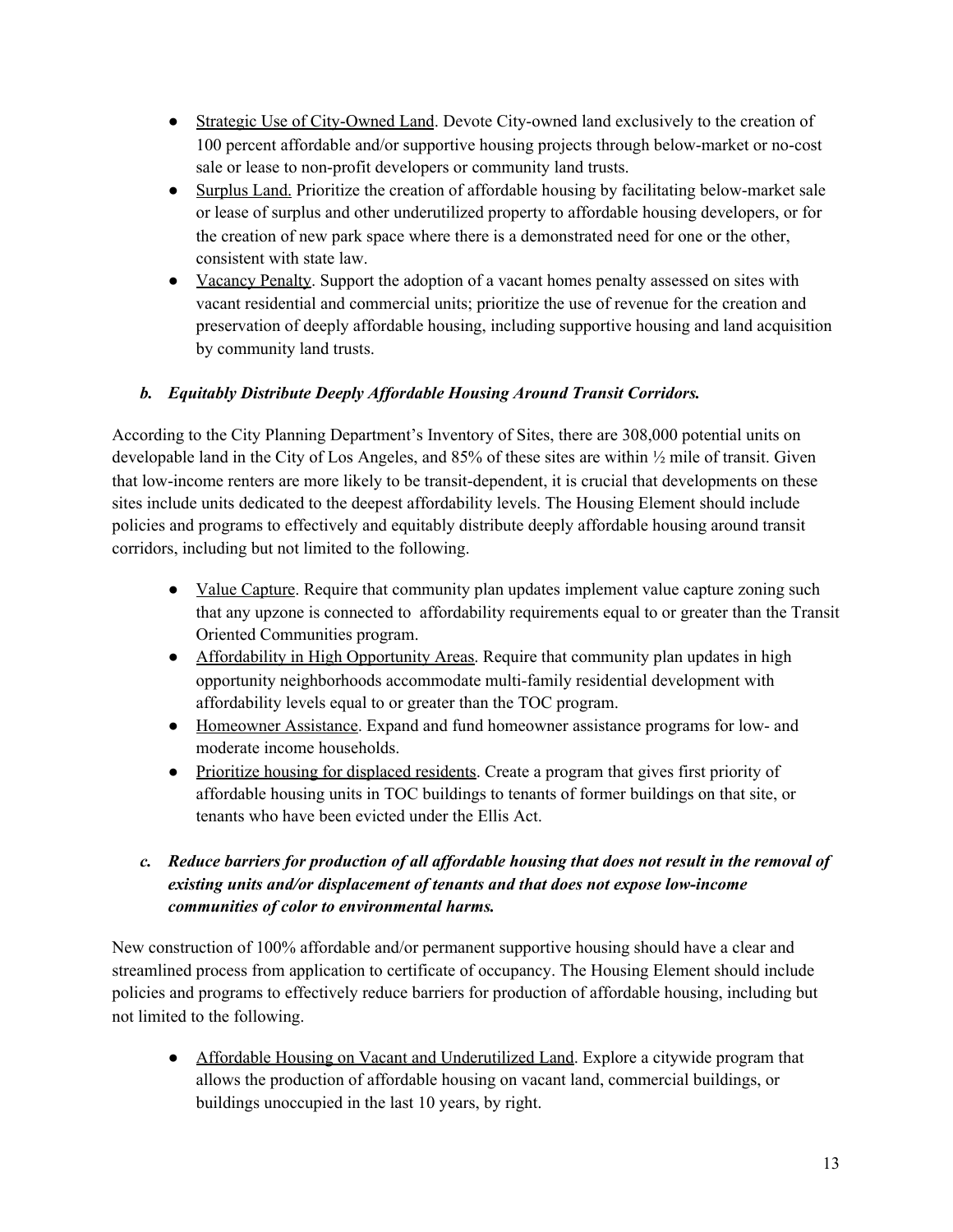- Strategic Use of City-Owned Land. Devote City-owned land exclusively to the creation of 100 percent affordable and/or supportive housing projects through below-market or no-cost sale or lease to non-profit developers or community land trusts.
- Surplus Land. Prioritize the creation of affordable housing by facilitating below-market sale or lease of surplus and other underutilized property to affordable housing developers, or for the creation of new park space where there is a demonstrated need for one or the other, consistent with state law.
- Vacancy Penalty. Support the adoption of a vacant homes penalty assessed on sites with vacant residential and commercial units; prioritize the use of revenue for the creation and preservation of deeply affordable housing, including supportive housing and land acquisition by community land trusts.

### *b. Equitably Distribute Deeply Affordable Housing Around Transit Corridors.*

According to the City Planning Department's Inventory of Sites, there are 308,000 potential units on developable land in the City of Los Angeles, and 85% of these sites are within ½ mile of transit. Given that low-income renters are more likely to be transit-dependent, it is crucial that developments on these sites include units dedicated to the deepest affordability levels. The Housing Element should include policies and programs to effectively and equitably distribute deeply affordable housing around transit corridors, including but not limited to the following.

- Value Capture. Require that community plan updates implement value capture zoning such that any upzone is connected to affordability requirements equal to or greater than the Transit Oriented Communities program.
- Affordability in High Opportunity Areas. Require that community plan updates in high opportunity neighborhoods accommodate multi-family residential development with affordability levels equal to or greater than the TOC program.
- Homeowner Assistance. Expand and fund homeowner assistance programs for low- and moderate income households.
- Prioritize housing for displaced residents. Create a program that gives first priority of affordable housing units in TOC buildings to tenants of former buildings on that site, or tenants who have been evicted under the Ellis Act.

### *c. Reduce barriers for production of all affordable housing that does not result in the removal of existing units and/or displacement of tenants and that does not expose low-income communities of color to environmental harms.*

New construction of 100% affordable and/or permanent supportive housing should have a clear and streamlined process from application to certificate of occupancy. The Housing Element should include policies and programs to effectively reduce barriers for production of affordable housing, including but not limited to the following.

- Affordable Housing on Vacant and Underutilized Land. Explore a citywide program that allows the production of affordable housing on vacant land, commercial buildings, or buildings unoccupied in the last 10 years, by right.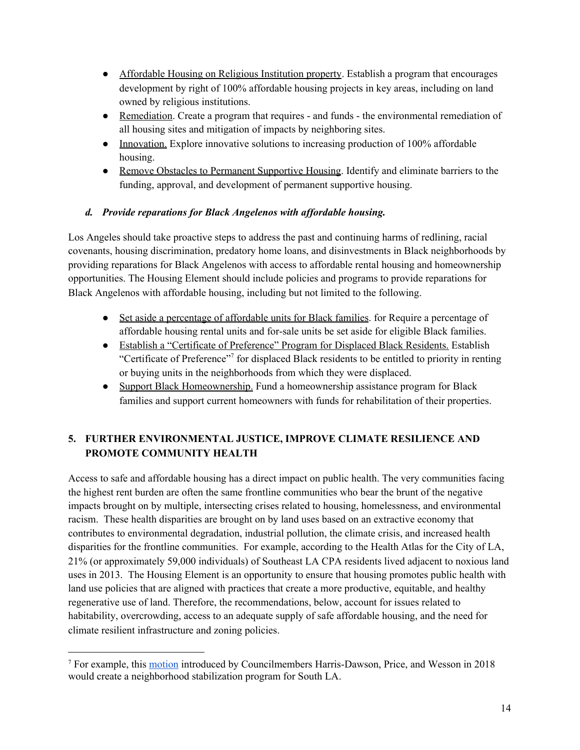- Affordable Housing on Religious Institution property. Establish a program that encourages development by right of 100% affordable housing projects in key areas, including on land owned by religious institutions.
- Remediation. Create a program that requires - and funds - the environmental remediation of all housing sites and mitigation of impacts by neighboring sites.
- Innovation. Explore innovative solutions to increasing production of 100% affordable housing.
- Remove Obstacles to Permanent Supportive Housing. Identify and eliminate barriers to the funding, approval, and development of permanent supportive housing.

***d. Provide reparations for Black Angelenos with affordable housing.***

Los Angeles should take proactive steps to address the past and continuing harms of redlining, racial covenants, housing discrimination, predatory home loans, and disinvestments in Black neighborhoods by providing reparations for Black Angelenos with access to affordable rental housing and homeownership opportunities. The Housing Element should include policies and programs to provide reparations for Black Angelenos with affordable housing, including but not limited to the following.

- Set aside a percentage of affordable units for Black families. for Require a percentage of affordable housing rental units and for-sale units be set aside for eligible Black families.
- Establish a "Certificate of Preference" Program for Displaced Black Residents. Establish "Certificate of Preference"[7] for displaced Black residents to be entitled to priority in renting or buying units in the neighborhoods from which they were displaced.
- Support Black Homeownership. Fund a homeownership assistance program for Black families and support current homeowners with funds for rehabilitation of their properties.

## 5. FURTHER ENVIRONMENTAL JUSTICE, IMPROVE CLIMATE RESILIENCE AND PROMOTE COMMUNITY HEALTH

Access to safe and affordable housing has a direct impact on public health. The very communities facing the highest rent burden are often the same frontline communities who bear the brunt of the negative impacts brought on by multiple, intersecting crises related to housing, homelessness, and environmental racism. These health disparities are brought on by land uses based on an extractive economy that contributes to environmental degradation, industrial pollution, the climate crisis, and increased health disparities for the frontline communities. For example, according to the Health Atlas for the City of LA, 21% (or approximately 59,000 individuals) of Southeast LA CPA residents lived adjacent to noxious land uses in 2013. The Housing Element is an opportunity to ensure that housing promotes public health with land use policies that are aligned with practices that create a more productive, equitable, and healthy regenerative use of land. Therefore, the recommendations, below, account for issues related to habitability, overcrowding, access to an adequate supply of safe affordable housing, and the need for climate resilient infrastructure and zoning policies.

---

[7] For example, this motion introduced by Councilmembers Harris-Dawson, Price, and Wesson in 2018 would create a neighborhood stabilization program for South LA.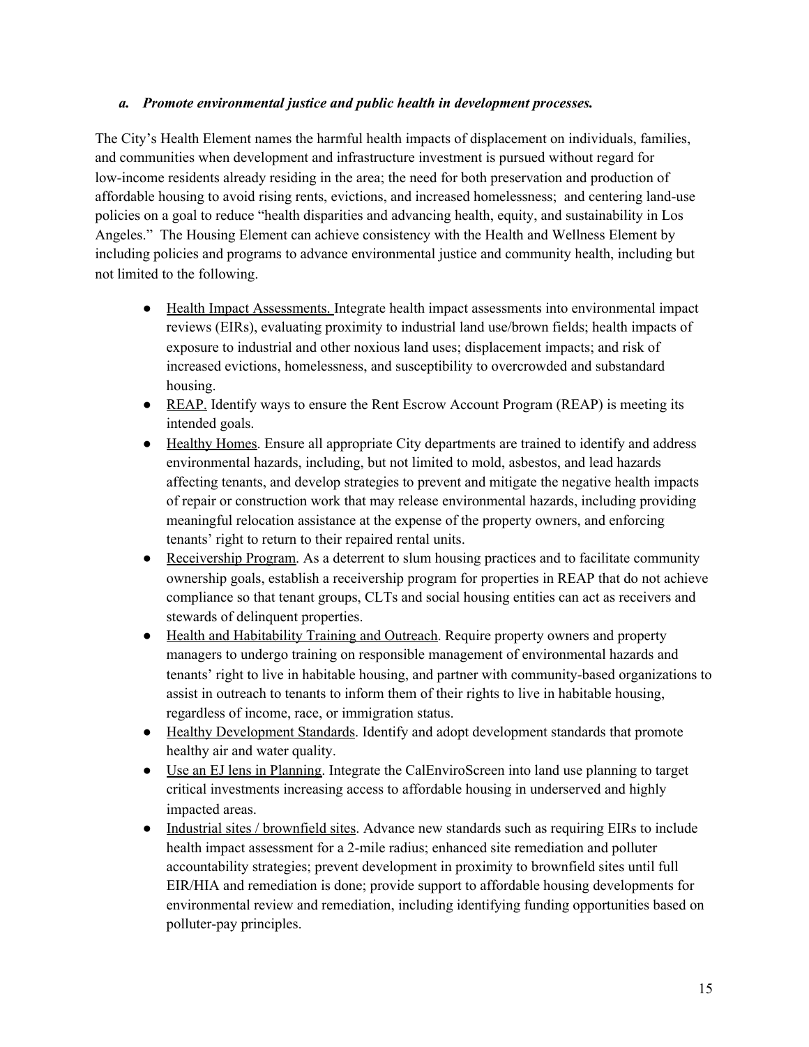***a. Promote environmental justice and public health in development processes.***

The City's Health Element names the harmful health impacts of displacement on individuals, families, and communities when development and infrastructure investment is pursued without regard for low-income residents already residing in the area; the need for both preservation and production of affordable housing to avoid rising rents, evictions, and increased homelessness; and centering land-use policies on a goal to reduce "health disparities and advancing health, equity, and sustainability in Los Angeles." The Housing Element can achieve consistency with the Health and Wellness Element by including policies and programs to advance environmental justice and community health, including but not limited to the following.

- Health Impact Assessments. Integrate health impact assessments into environmental impact reviews (EIRs), evaluating proximity to industrial land use/brown fields; health impacts of exposure to industrial and other noxious land uses; displacement impacts; and risk of increased evictions, homelessness, and susceptibility to overcrowded and substandard housing.
- REAP. Identify ways to ensure the Rent Escrow Account Program (REAP) is meeting its intended goals.
- Healthy Homes. Ensure all appropriate City departments are trained to identify and address environmental hazards, including, but not limited to mold, asbestos, and lead hazards affecting tenants, and develop strategies to prevent and mitigate the negative health impacts of repair or construction work that may release environmental hazards, including providing meaningful relocation assistance at the expense of the property owners, and enforcing tenants' right to return to their repaired rental units.
- Receivership Program. As a deterrent to slum housing practices and to facilitate community ownership goals, establish a receivership program for properties in REAP that do not achieve compliance so that tenant groups, CLTs and social housing entities can act as receivers and stewards of delinquent properties.
- Health and Habitability Training and Outreach. Require property owners and property managers to undergo training on responsible management of environmental hazards and tenants' right to live in habitable housing, and partner with community-based organizations to assist in outreach to tenants to inform them of their rights to live in habitable housing, regardless of income, race, or immigration status.
- Healthy Development Standards. Identify and adopt development standards that promote healthy air and water quality.
- Use an EJ lens in Planning. Integrate the CalEnviroScreen into land use planning to target critical investments increasing access to affordable housing in underserved and highly impacted areas.
- Industrial sites / brownfield sites. Advance new standards such as requiring EIRs to include health impact assessment for a 2-mile radius; enhanced site remediation and polluter accountability strategies; prevent development in proximity to brownfield sites until full EIR/HIA and remediation is done; provide support to affordable housing developments for environmental review and remediation, including identifying funding opportunities based on polluter-pay principles.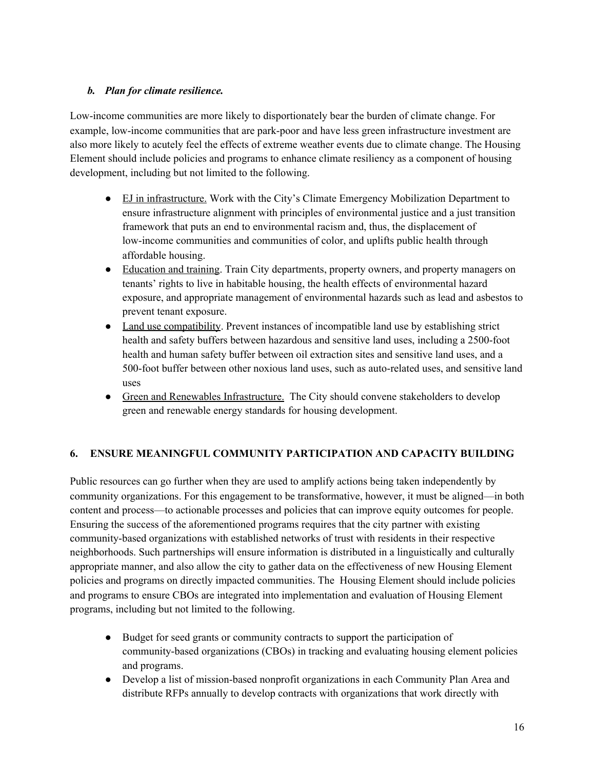### *b. Plan for climate resilience.*

Low-income communities are more likely to disportionately bear the burden of climate change. For example, low-income communities that are park-poor and have less green infrastructure investment are also more likely to acutely feel the effects of extreme weather events due to climate change. The Housing Element should include policies and programs to enhance climate resiliency as a component of housing development, including but not limited to the following.

- <u>EJ in infrastructure.</u> Work with the City's Climate Emergency Mobilization Department to ensure infrastructure alignment with principles of environmental justice and a just transition framework that puts an end to environmental racism and, thus, the displacement of low-income communities and communities of color, and uplifts public health through affordable housing.
- <u>Education and training</u>. Train City departments, property owners, and property managers on tenants' rights to live in habitable housing, the health effects of environmental hazard exposure, and appropriate management of environmental hazards such as lead and asbestos to prevent tenant exposure.
- <u>Land use compatibility</u>. Prevent instances of incompatible land use by establishing strict health and safety buffers between hazardous and sensitive land uses, including a 2500-foot health and human safety buffer between oil extraction sites and sensitive land uses, and a 500-foot buffer between other noxious land uses, such as auto-related uses, and sensitive land uses
- <u>Green and Renewables Infrastructure.</u> The City should convene stakeholders to develop green and renewable energy standards for housing development.

## 6. ENSURE MEANINGFUL COMMUNITY PARTICIPATION AND CAPACITY BUILDING

Public resources can go further when they are used to amplify actions being taken independently by community organizations. For this engagement to be transformative, however, it must be aligned—in both content and process—to actionable processes and policies that can improve equity outcomes for people. Ensuring the success of the aforementioned programs requires that the city partner with existing community-based organizations with established networks of trust with residents in their respective neighborhoods. Such partnerships will ensure information is distributed in a linguistically and culturally appropriate manner, and also allow the city to gather data on the effectiveness of new Housing Element policies and programs on directly impacted communities. The Housing Element should include policies and programs to ensure CBOs are integrated into implementation and evaluation of Housing Element programs, including but not limited to the following.

- Budget for seed grants or community contracts to support the participation of community-based organizations (CBOs) in tracking and evaluating housing element policies and programs.
- Develop a list of mission-based nonprofit organizations in each Community Plan Area and distribute RFPs annually to develop contracts with organizations that work directly with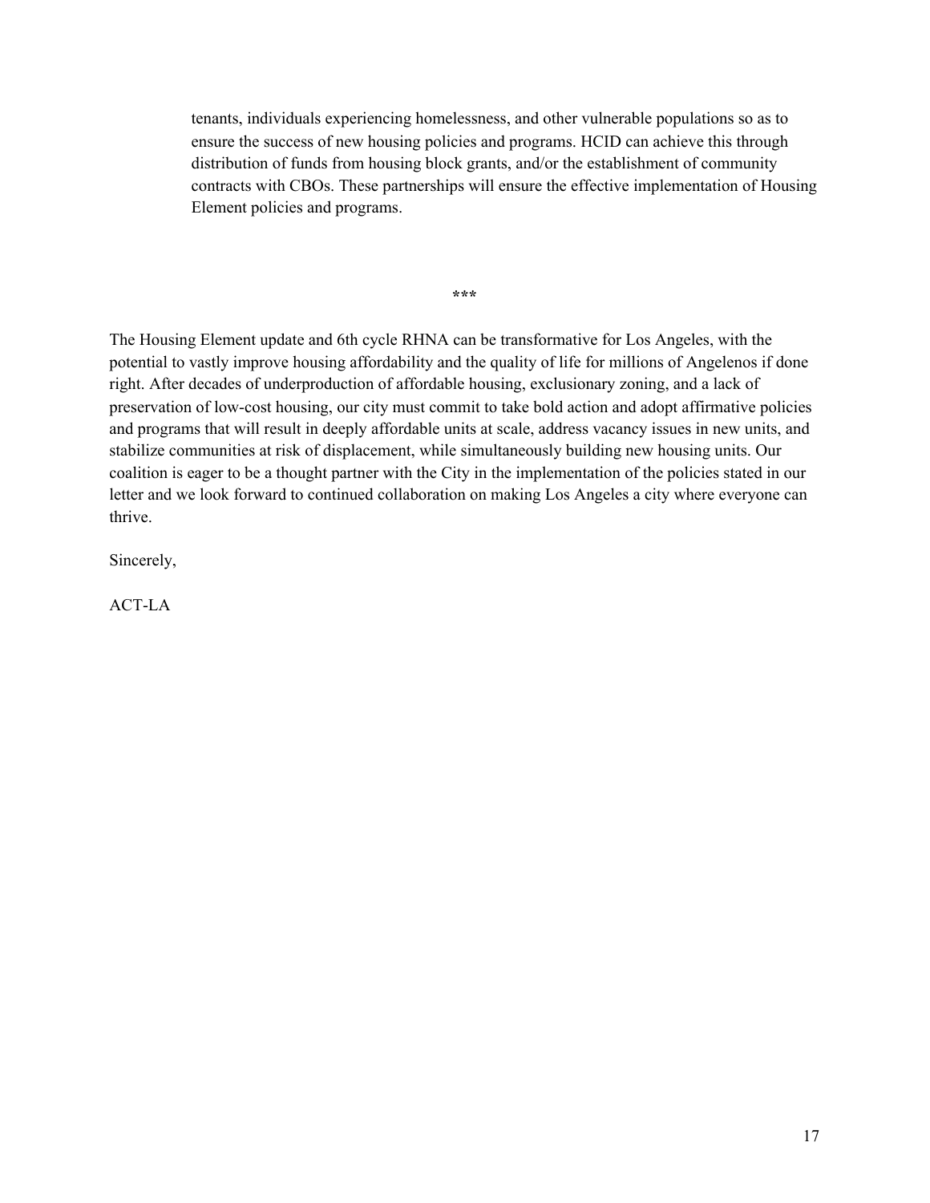tenants, individuals experiencing homelessness, and other vulnerable populations so as to ensure the success of new housing policies and programs. HCID can achieve this through distribution of funds from housing block grants, and/or the establishment of community contracts with CBOs. These partnerships will ensure the effective implementation of Housing Element policies and programs.

***

The Housing Element update and 6th cycle RHNA can be transformative for Los Angeles, with the potential to vastly improve housing affordability and the quality of life for millions of Angelenos if done right. After decades of underproduction of affordable housing, exclusionary zoning, and a lack of preservation of low-cost housing, our city must commit to take bold action and adopt affirmative policies and programs that will result in deeply affordable units at scale, address vacancy issues in new units, and stabilize communities at risk of displacement, while simultaneously building new housing units. Our coalition is eager to be a thought partner with the City in the implementation of the policies stated in our letter and we look forward to continued collaboration on making Los Angeles a city where everyone can thrive.

Sincerely,

ACT-LA